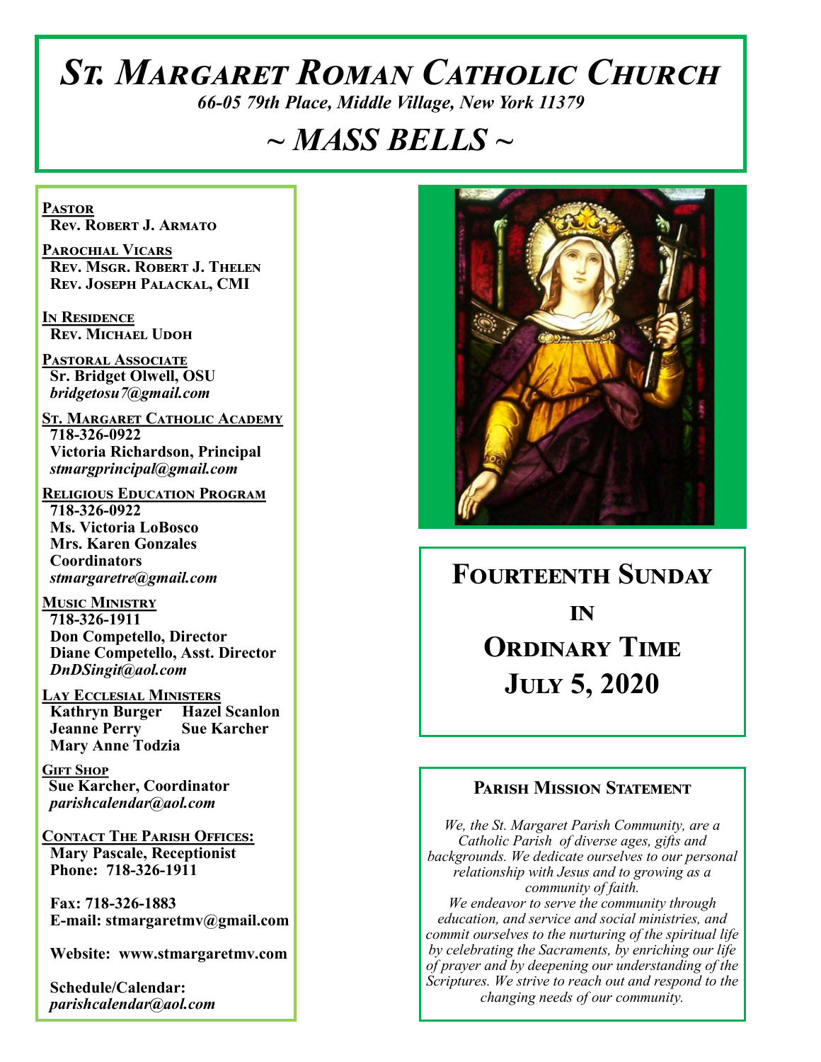# St. Margaret Roman Catholic Church

*66-05 79th Place, Middle Village, New York 11379*

# ~ MASS BELLS ~

**Pastor**
Rev. Robert J. Armato

**Parochial Vicars**
Rev. Msgr. Robert J. Thelen
Rev. Joseph Palackal, CMI

**In Residence**
Rev. Michael Udoh

**Pastoral Associate**
Sr. Bridget Olwell, OSU
*bridgetosu7@gmail.com*

**St. Margaret Catholic Academy**
718-326-0922
Victoria Richardson, Principal
*stmargprincipal@gmail.com*

**Religious Education Program**
718-326-0922
Ms. Victoria LoBosco
Mrs. Karen Gonzales
Coordinators
*stmargaretre@gmail.com*

**Music Ministry**
718-326-1911
Don Competello, Director
Diane Competello, Asst. Director
*DnDSingit@aol.com*

**Lay Ecclesial Ministers**
Kathryn Burger   Hazel Scanlon
Jeanne Perry   Sue Karcher
Mary Anne Todzia

**Gift Shop**
Sue Karcher, Coordinator
*parishcalendar@aol.com*

**Contact The Parish Offices:**
Mary Pascale, Receptionist
Phone: 718-326-1911

Fax: 718-326-1883
E-mail: stmargaretmv@gmail.com

Website: www.stmargaretmv.com

Schedule/Calendar:
*parishcalendar@aol.com*

## Fourteenth Sunday in Ordinary Time
## July 5, 2020

### Parish Mission Statement

*We, the St. Margaret Parish Community, are a Catholic Parish of diverse ages, gifts and backgrounds. We dedicate ourselves to our personal relationship with Jesus and to growing as a community of faith.*
*We endeavor to serve the community through education, and service and social ministries, and commit ourselves to the nurturing of the spiritual life by celebrating the Sacraments, by enriching our life of prayer and by deepening our understanding of the Scriptures. We strive to reach out and respond to the changing needs of our community.*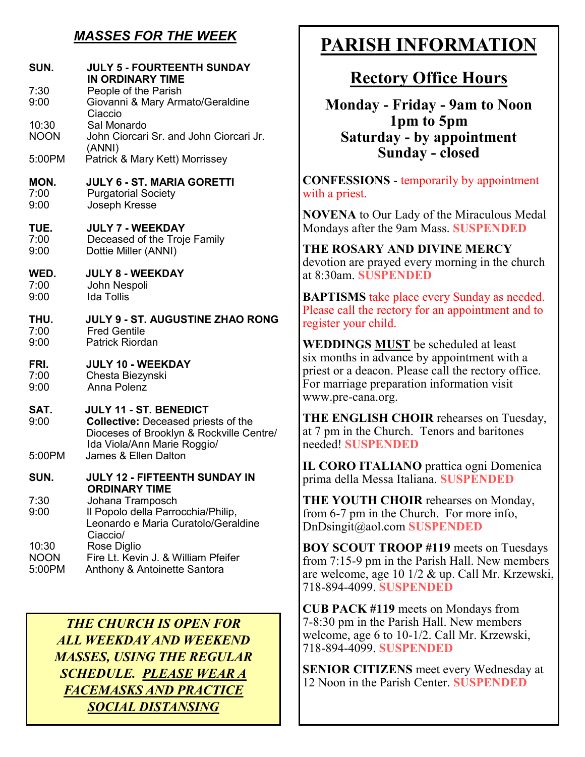## *MASSES FOR THE WEEK*

**SUN. JULY 5 - FOURTEENTH SUNDAY IN ORDINARY TIME**

- 7:30 People of the Parish
- 9:00 Giovanni & Mary Armato/Geraldine Ciaccio
- 10:30 Sal Monardo
- NOON John Ciorcari Sr. and John Ciorcari Jr. (ANNI)
- 5:00PM Patrick & Mary Kett) Morrissey

**MON. JULY 6 - ST. MARIA GORETTI**

- 7:00 Purgatorial Society
- 9:00 Joseph Kresse

**TUE. JULY 7 - WEEKDAY**

- 7:00 Deceased of the Troje Family
- 9:00 Dottie Miller (ANNI)

**WED. JULY 8 - WEEKDAY**

- 7:00 John Nespoli
- 9:00 Ida Tollis

**THU. JULY 9 - ST. AUGUSTINE ZHAO RONG**

- 7:00 Fred Gentile
- 9:00 Patrick Riordan

**FRI. JULY 10 - WEEKDAY**

- 7:00 Chesta Biezynski
- 9:00 Anna Polenz

**SAT. JULY 11 - ST. BENEDICT**

- 9:00 **Collective:** Deceased priests of the Dioceses of Brooklyn & Rockville Centre/ Ida Viola/Ann Marie Roggio/
- 5:00PM James & Ellen Dalton

**SUN. JULY 12 - FIFTEENTH SUNDAY IN ORDINARY TIME**

- 7:30 Johana Tramposch
- 9:00 Il Popolo della Parrocchia/Philip, Leonardo e Maria Curatolo/Geraldine Ciaccio/
- 10:30 Rose Diglio
- NOON Fire Lt. Kevin J. & William Pfeifer
- 5:00PM Anthony & Antoinette Santora

***THE CHURCH IS OPEN FOR ALL WEEKDAY AND WEEKEND MASSES, USING THE REGULAR SCHEDULE. PLEASE WEAR A FACEMASKS AND PRACTICE SOCIAL DISTANSING***

# PARISH INFORMATION

## Rectory Office Hours

**Monday - Friday - 9am to Noon**
**1pm to 5pm**
**Saturday - by appointment**
**Sunday - closed**

**CONFESSIONS** - temporarily by appointment with a priest.

**NOVENA** to Our Lady of the Miraculous Medal Mondays after the 9am Mass. **SUSPENDED**

**THE ROSARY AND DIVINE MERCY** devotion are prayed every morning in the church at 8:30am. **SUSPENDED**

**BAPTISMS** take place every Sunday as needed. Please call the rectory for an appointment and to register your child.

**WEDDINGS MUST** be scheduled at least six months in advance by appointment with a priest or a deacon. Please call the rectory office. For marriage preparation information visit www.pre-cana.org.

**THE ENGLISH CHOIR** rehearses on Tuesday, at 7 pm in the Church. Tenors and baritones needed! **SUSPENDED**

**IL CORO ITALIANO** prattica ogni Domenica prima della Messa Italiana. **SUSPENDED**

**THE YOUTH CHOIR** rehearses on Monday, from 6-7 pm in the Church. For more info, DnDsingit@aol.com **SUSPENDED**

**BOY SCOUT TROOP #119** meets on Tuesdays from 7:15-9 pm in the Parish Hall. New members are welcome, age 10 1/2 & up. Call Mr. Krzewski, 718-894-4099. **SUSPENDED**

**CUB PACK #119** meets on Mondays from 7-8:30 pm in the Parish Hall. New members welcome, age 6 to 10-1/2. Call Mr. Krzewski, 718-894-4099. **SUSPENDED**

**SENIOR CITIZENS** meet every Wednesday at 12 Noon in the Parish Center. **SUSPENDED**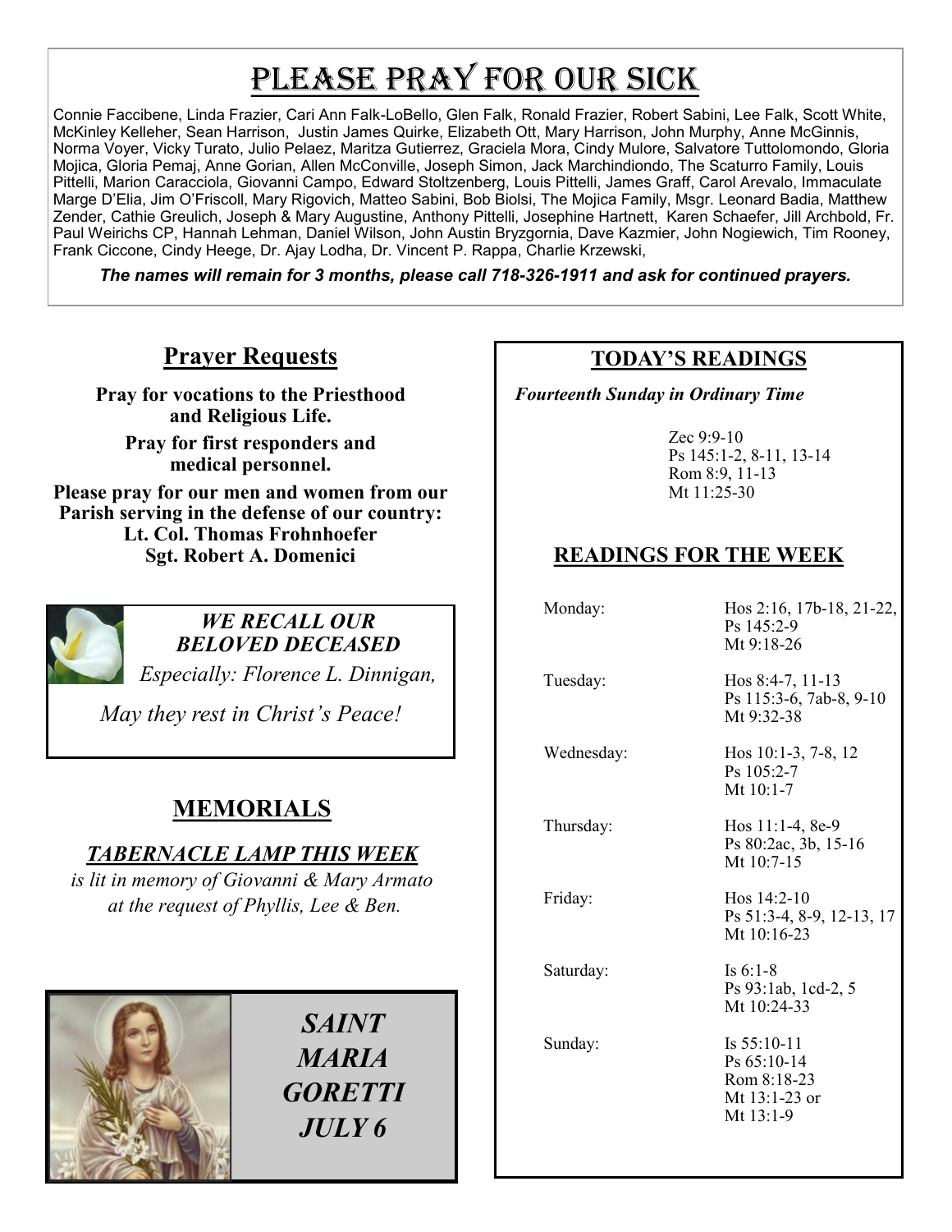# PLEASE PRAY FOR OUR SICK

Connie Faccibene, Linda Frazier, Cari Ann Falk-LoBello, Glen Falk, Ronald Frazier, Robert Sabini, Lee Falk, Scott White, McKinley Kelleher, Sean Harrison, Justin James Quirke, Elizabeth Ott, Mary Harrison, John Murphy, Anne McGinnis, Norma Voyer, Vicky Turato, Julio Pelaez, Maritza Gutierrez, Graciela Mora, Cindy Mulore, Salvatore Tuttolomondo, Gloria Mojica, Gloria Pemaj, Anne Gorian, Allen McConville, Joseph Simon, Jack Marchindiondo, The Scaturro Family, Louis Pittelli, Marion Caracciola, Giovanni Campo, Edward Stoltzenberg, Louis Pittelli, James Graff, Carol Arevalo, Immaculate Marge D'Elia, Jim O'Friscoll, Mary Rigovich, Matteo Sabini, Bob Biolsi, The Mojica Family, Msgr. Leonard Badia, Matthew Zender, Cathie Greulich, Joseph & Mary Augustine, Anthony Pittelli, Josephine Hartnett, Karen Schaefer, Jill Archbold, Fr. Paul Weirichs CP, Hannah Lehman, Daniel Wilson, John Austin Bryzgornia, Dave Kazmier, John Nogiewich, Tim Rooney, Frank Ciccone, Cindy Heege, Dr. Ajay Lodha, Dr. Vincent P. Rappa, Charlie Krzewski,

***The names will remain for 3 months, please call 718-326-1911 and ask for continued prayers.***

## Prayer Requests

**Pray for vocations to the Priesthood and Religious Life.**

**Pray for first responders and medical personnel.**

**Please pray for our men and women from our Parish serving in the defense of our country:**
**Lt. Col. Thomas Frohnhoefer**
**Sgt. Robert A. Domenici**

***WE RECALL OUR BELOVED DECEASED***

*Especially: Florence L. Dinnigan,*

*May they rest in Christ's Peace!*

## MEMORIALS

***TABERNACLE LAMP THIS WEEK***

*is lit in memory of Giovanni & Mary Armato at the request of Phyllis, Lee & Ben.*

*SAINT MARIA GORETTI*
*JULY 6*

## TODAY'S READINGS

***Fourteenth Sunday in Ordinary Time***

Zec 9:9-10
Ps 145:1-2, 8-11, 13-14
Rom 8:9, 11-13
Mt 11:25-30

## READINGS FOR THE WEEK

| | |
|---|---|
| Monday: | Hos 2:16, 17b-18, 21-22, Ps 145:2-9, Mt 9:18-26 |
| Tuesday: | Hos 8:4-7, 11-13, Ps 115:3-6, 7ab-8, 9-10, Mt 9:32-38 |
| Wednesday: | Hos 10:1-3, 7-8, 12, Ps 105:2-7, Mt 10:1-7 |
| Thursday: | Hos 11:1-4, 8e-9, Ps 80:2ac, 3b, 15-16, Mt 10:7-15 |
| Friday: | Hos 14:2-10, Ps 51:3-4, 8-9, 12-13, 17, Mt 10:16-23 |
| Saturday: | Is 6:1-8, Ps 93:1ab, 1cd-2, 5, Mt 10:24-33 |
| Sunday: | Is 55:10-11, Ps 65:10-14, Rom 8:18-23, Mt 13:1-23 or Mt 13:1-9 |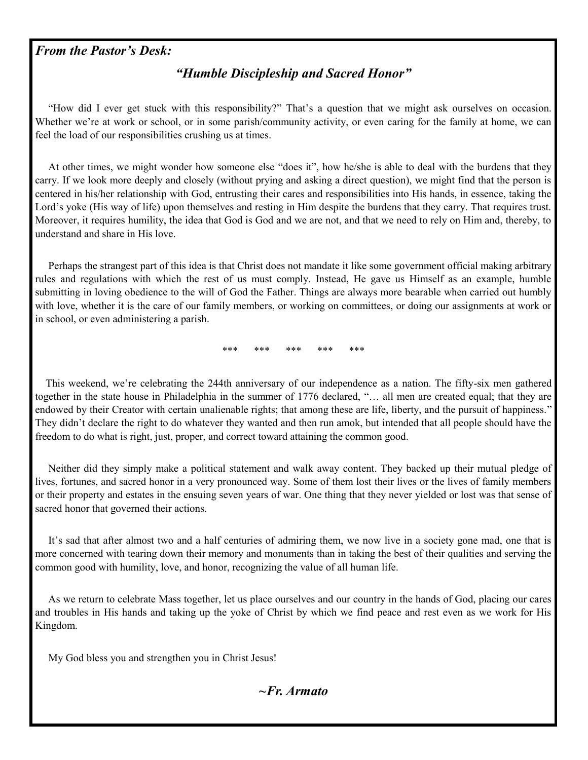***From the Pastor's Desk:***

## *"Humble Discipleship and Sacred Honor"*

"How did I ever get stuck with this responsibility?" That's a question that we might ask ourselves on occasion. Whether we're at work or school, or in some parish/community activity, or even caring for the family at home, we can feel the load of our responsibilities crushing us at times.

At other times, we might wonder how someone else "does it", how he/she is able to deal with the burdens that they carry. If we look more deeply and closely (without prying and asking a direct question), we might find that the person is centered in his/her relationship with God, entrusting their cares and responsibilities into His hands, in essence, taking the Lord's yoke (His way of life) upon themselves and resting in Him despite the burdens that they carry. That requires trust. Moreover, it requires humility, the idea that God is God and we are not, and that we need to rely on Him and, thereby, to understand and share in His love.

Perhaps the strangest part of this idea is that Christ does not mandate it like some government official making arbitrary rules and regulations with which the rest of us must comply. Instead, He gave us Himself as an example, humble submitting in loving obedience to the will of God the Father. Things are always more bearable when carried out humbly with love, whether it is the care of our family members, or working on committees, or doing our assignments at work or in school, or even administering a parish.

*** *** *** *** ***

This weekend, we're celebrating the 244th anniversary of our independence as a nation. The fifty-six men gathered together in the state house in Philadelphia in the summer of 1776 declared, "… all men are created equal; that they are endowed by their Creator with certain unalienable rights; that among these are life, liberty, and the pursuit of happiness." They didn't declare the right to do whatever they wanted and then run amok, but intended that all people should have the freedom to do what is right, just, proper, and correct toward attaining the common good.

Neither did they simply make a political statement and walk away content. They backed up their mutual pledge of lives, fortunes, and sacred honor in a very pronounced way. Some of them lost their lives or the lives of family members or their property and estates in the ensuing seven years of war. One thing that they never yielded or lost was that sense of sacred honor that governed their actions.

It's sad that after almost two and a half centuries of admiring them, we now live in a society gone mad, one that is more concerned with tearing down their memory and monuments than in taking the best of their qualities and serving the common good with humility, love, and honor, recognizing the value of all human life.

As we return to celebrate Mass together, let us place ourselves and our country in the hands of God, placing our cares and troubles in His hands and taking up the yoke of Christ by which we find peace and rest even as we work for His Kingdom.

My God bless you and strengthen you in Christ Jesus!

***~Fr. Armato***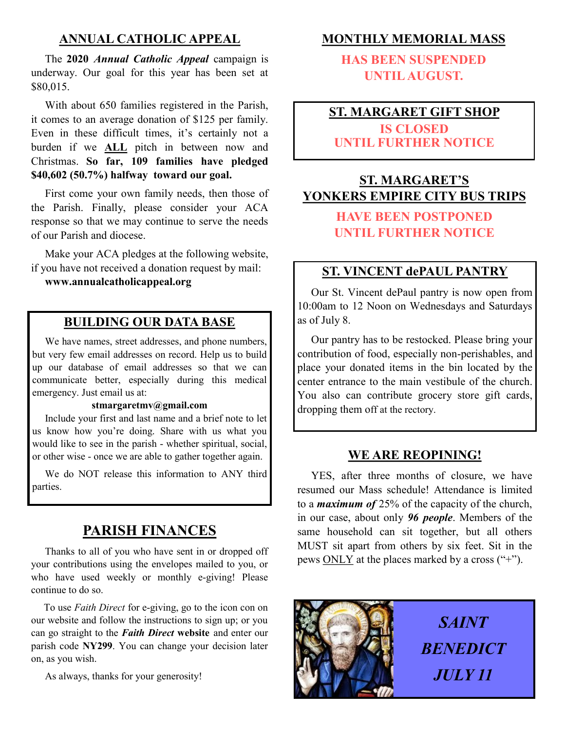## ANNUAL CATHOLIC APPEAL

The **2020** ***Annual Catholic Appeal*** campaign is underway. Our goal for this year has been set at $80,015.

With about 650 families registered in the Parish, it comes to an average donation of $125 per family. Even in these difficult times, it's certainly not a burden if we **ALL** pitch in between now and Christmas. **So far, 109 families have pledged $40,602 (50.7%) halfway toward our goal.**

First come your own family needs, then those of the Parish. Finally, please consider your ACA response so that we may continue to serve the needs of our Parish and diocese.

Make your ACA pledges at the following website, if you have not received a donation request by mail:
**www.annualcatholicappeal.org**

## BUILDING OUR DATA BASE

We have names, street addresses, and phone numbers, but very few email addresses on record. Help us to build up our database of email addresses so that we can communicate better, especially during this medical emergency. Just email us at:

**stmargaretmv@gmail.com**

Include your first and last name and a brief note to let us know how you're doing. Share with us what you would like to see in the parish - whether spiritual, social, or other wise - once we are able to gather together again.

We do NOT release this information to ANY third parties.

## PARISH FINANCES

Thanks to all of you who have sent in or dropped off your contributions using the envelopes mailed to you, or who have used weekly or monthly e-giving! Please continue to do so.

To use *Faith Direct* for e-giving, go to the icon con on our website and follow the instructions to sign up; or you can go straight to the ***Faith Direct*** **website** and enter our parish code **NY299**. You can change your decision later on, as you wish.

As always, thanks for your generosity!

## MONTHLY MEMORIAL MASS

**HAS BEEN SUSPENDED UNTIL AUGUST.**

## ST. MARGARET GIFT SHOP

**IS CLOSED UNTIL FURTHER NOTICE**

## ST. MARGARET'S YONKERS EMPIRE CITY BUS TRIPS

**HAVE BEEN POSTPONED UNTIL FURTHER NOTICE**

## ST. VINCENT dePAUL PANTRY

Our St. Vincent dePaul pantry is now open from 10:00am to 12 Noon on Wednesdays and Saturdays as of July 8.

Our pantry has to be restocked. Please bring your contribution of food, especially non-perishables, and place your donated items in the bin located by the center entrance to the main vestibule of the church. You also can contribute grocery store gift cards, dropping them off at the rectory.

## WE ARE REOPINING!

YES, after three months of closure, we have resumed our Mass schedule! Attendance is limited to a ***maximum of*** 25% of the capacity of the church, in our case, about only ***96 people***. Members of the same household can sit together, but all others MUST sit apart from others by six feet. Sit in the pews ONLY at the places marked by a cross ("+").

***SAINT BENEDICT***
***JULY 11***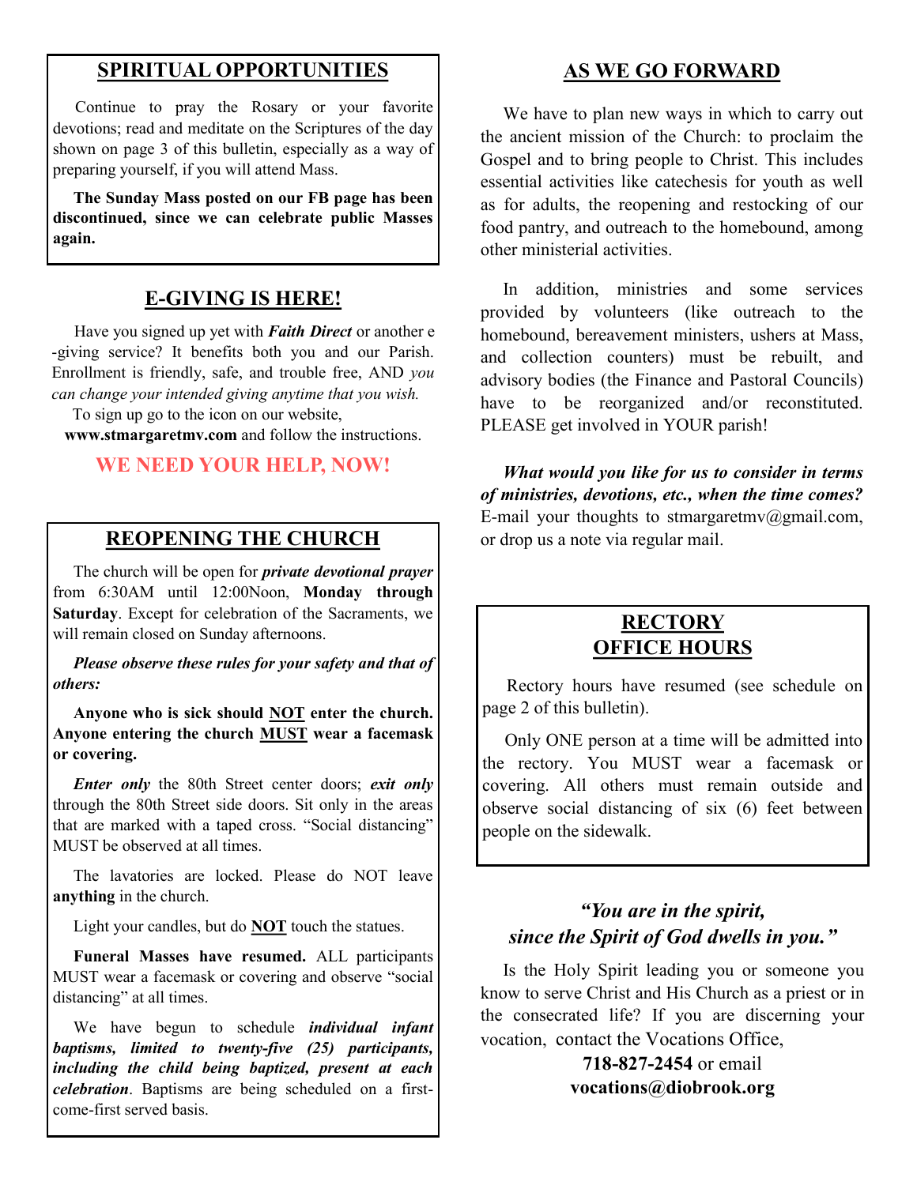## SPIRITUAL OPPORTUNITIES

Continue to pray the Rosary or your favorite devotions; read and meditate on the Scriptures of the day shown on page 3 of this bulletin, especially as a way of preparing yourself, if you will attend Mass.

**The Sunday Mass posted on our FB page has been discontinued, since we can celebrate public Masses again.**

## E-GIVING IS HERE!

Have you signed up yet with ***Faith Direct*** or another e-giving service? It benefits both you and our Parish. Enrollment is friendly, safe, and trouble free, AND *you can change your intended giving anytime that you wish.*

To sign up go to the icon on our website, **www.stmargaretmv.com** and follow the instructions.

**WE NEED YOUR HELP, NOW!**

## REOPENING THE CHURCH

The church will be open for ***private devotional prayer*** from 6:30AM until 12:00Noon, **Monday through Saturday**. Except for celebration of the Sacraments, we will remain closed on Sunday afternoons.

***Please observe these rules for your safety and that of others:***

**Anyone who is sick should NOT enter the church. Anyone entering the church MUST wear a facemask or covering.**

***Enter only*** the 80th Street center doors; ***exit only*** through the 80th Street side doors. Sit only in the areas that are marked with a taped cross. "Social distancing" MUST be observed at all times.

The lavatories are locked. Please do NOT leave **anything** in the church.

Light your candles, but do **NOT** touch the statues.

**Funeral Masses have resumed.** ALL participants MUST wear a facemask or covering and observe "social distancing" at all times.

We have begun to schedule ***individual infant baptisms, limited to twenty-five (25) participants, including the child being baptized, present at each celebration***. Baptisms are being scheduled on a first-come-first served basis.

## AS WE GO FORWARD

We have to plan new ways in which to carry out the ancient mission of the Church: to proclaim the Gospel and to bring people to Christ. This includes essential activities like catechesis for youth as well as for adults, the reopening and restocking of our food pantry, and outreach to the homebound, among other ministerial activities.

In addition, ministries and some services provided by volunteers (like outreach to the homebound, bereavement ministers, ushers at Mass, and collection counters) must be rebuilt, and advisory bodies (the Finance and Pastoral Councils) have to be reorganized and/or reconstituted. PLEASE get involved in YOUR parish!

***What would you like for us to consider in terms of ministries, devotions, etc., when the time comes?*** E-mail your thoughts to stmargaretmv@gmail.com, or drop us a note via regular mail.

## RECTORY OFFICE HOURS

Rectory hours have resumed (see schedule on page 2 of this bulletin).

Only ONE person at a time will be admitted into the rectory. You MUST wear a facemask or covering. All others must remain outside and observe social distancing of six (6) feet between people on the sidewalk.

***"You are in the spirit, since the Spirit of God dwells in you."***

Is the Holy Spirit leading you or someone you know to serve Christ and His Church as a priest or in the consecrated life? If you are discerning your vocation, contact the Vocations Office,

**718-827-2454** or email
**vocations@diobrook.org**